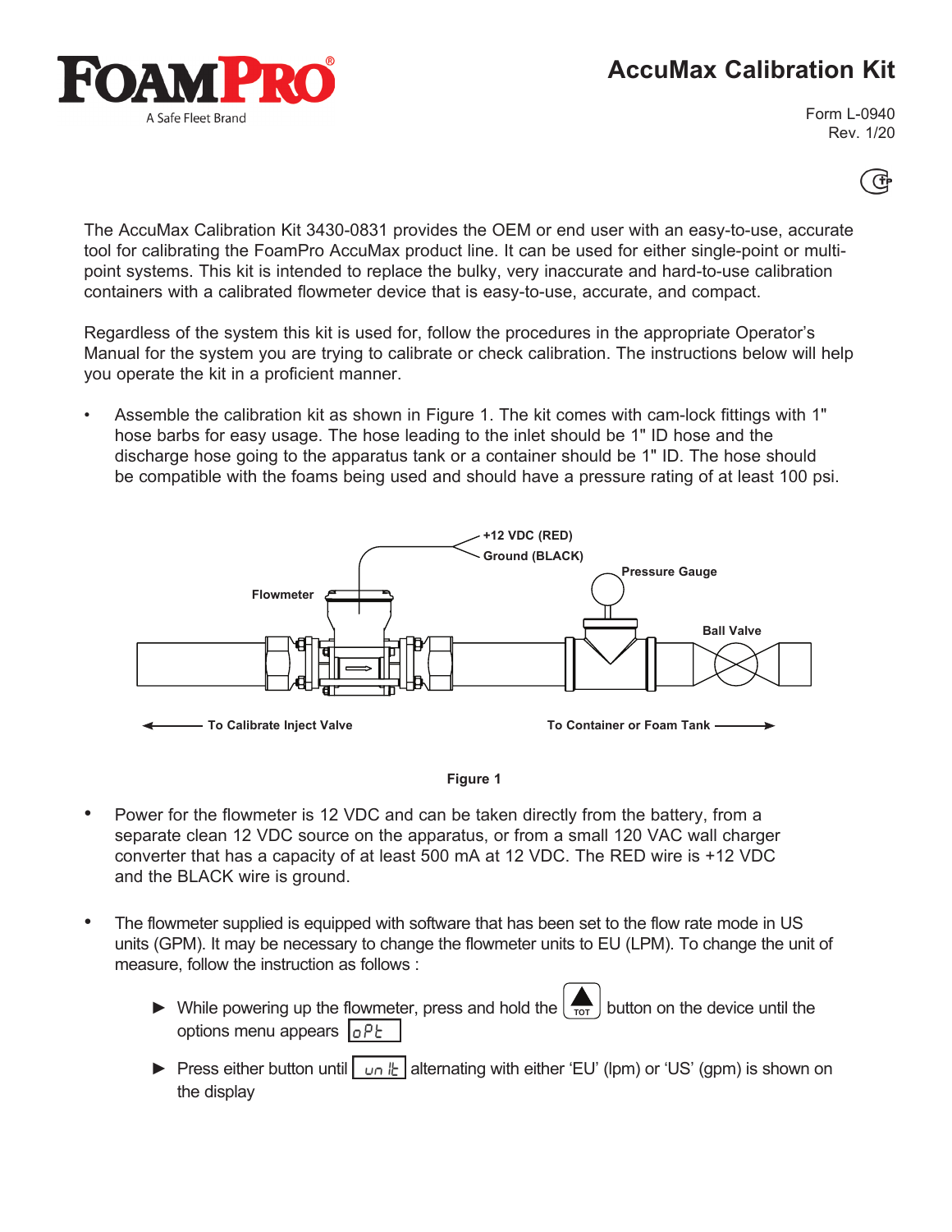# AccuMax Calibration Kit

Form L-0940
Rev. 1/20

The AccuMax Calibration Kit 3430-0831 provides the OEM or end user with an easy-to-use, accurate tool for calibrating the FoamPro AccuMax product line. It can be used for either single-point or multi-point systems. This kit is intended to replace the bulky, very inaccurate and hard-to-use calibration containers with a calibrated flowmeter device that is easy-to-use, accurate, and compact.

Regardless of the system this kit is used for, follow the procedures in the appropriate Operator's Manual for the system you are trying to calibrate or check calibration. The instructions below will help you operate the kit in a proficient manner.

- Assemble the calibration kit as shown in Figure 1. The kit comes with cam-lock fittings with 1" hose barbs for easy usage. The hose leading to the inlet should be 1" ID hose and the discharge hose going to the apparatus tank or a container should be 1" ID. The hose should be compatible with the foams being used and should have a pressure rating of at least 100 psi.

+12 VDC (RED)
Ground (BLACK)
Flowmeter
Pressure Gauge
Ball Valve
To Calibrate Inject Valve
To Container or Foam Tank

Figure 1

- Power for the flowmeter is 12 VDC and can be taken directly from the battery, from a separate clean 12 VDC source on the apparatus, or from a small 120 VAC wall charger converter that has a capacity of at least 500 mA at 12 VDC. The RED wire is +12 VDC and the BLACK wire is ground.

- The flowmeter supplied is equipped with software that has been set to the flow rate mode in US units (GPM). It may be necessary to change the flowmeter units to EU (LPM). To change the unit of measure, follow the instruction as follows :
  - ► While powering up the flowmeter, press and hold the [TOT] button on the device until the options menu appears [oPt]
  - ► Press either button until [unit] alternating with either 'EU' (lpm) or 'US' (gpm) is shown on the display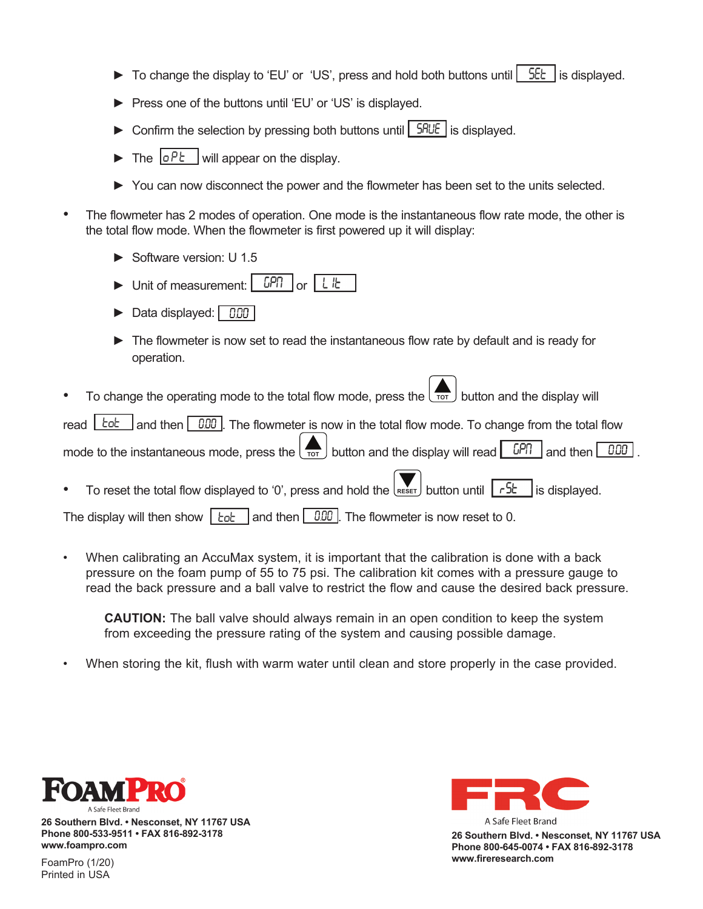- ► To change the display to 'EU' or 'US', press and hold both buttons until SEt is displayed.
- ► Press one of the buttons until 'EU' or 'US' is displayed.
- ► Confirm the selection by pressing both buttons until SAVE is displayed.
- ► The oPt will appear on the display.
- ► You can now disconnect the power and the flowmeter has been set to the units selected.

- The flowmeter has 2 modes of operation. One mode is the instantaneous flow rate mode, the other is the total flow mode. When the flowmeter is first powered up it will display:
  - ► Software version: U 1.5
  - ► Unit of measurement: GPM or LIt
  - ► Data displayed: 0.00
  - ► The flowmeter is now set to read the instantaneous flow rate by default and is ready for operation.

- To change the operating mode to the total flow mode, press the ▲ TOT button and the display will read tot and then 0.00. The flowmeter is now in the total flow mode. To change from the total flow mode to the instantaneous mode, press the ▲ TOT button and the display will read GPM and then 0.00 .

- To reset the total flow displayed to '0', press and hold the ▼ RESET button until rSt is displayed. The display will then show tot and then 0.00. The flowmeter is now reset to 0.

- When calibrating an AccuMax system, it is important that the calibration is done with a back pressure on the foam pump of 55 to 75 psi. The calibration kit comes with a pressure gauge to read the back pressure and a ball valve to restrict the flow and cause the desired back pressure.

  **CAUTION:** The ball valve should always remain in an open condition to keep the system from exceeding the pressure rating of the system and causing possible damage.

- When storing the kit, flush with warm water until clean and store properly in the case provided.

FOAMPRO®
A Safe Fleet Brand
**26 Southern Blvd. • Nesconset, NY 11767 USA**
**Phone 800-533-9511 • FAX 816-892-3178**
**www.foampro.com**

FoamPro (1/20)
Printed in USA

FRC
A Safe Fleet Brand
**26 Southern Blvd. • Nesconset, NY 11767 USA**
**Phone 800-645-0074 • FAX 816-892-3178**
**www.fireresearch.com**